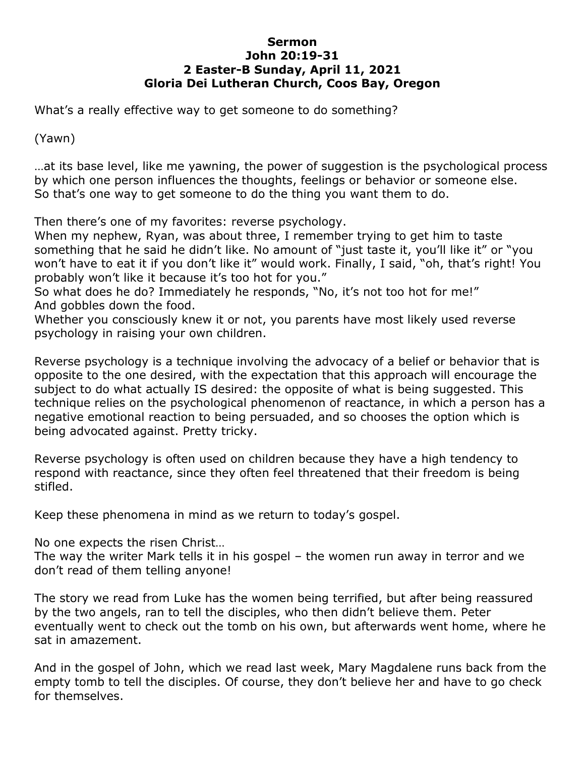**Sermon**
**John 20:19-31**
**2 Easter-B Sunday, April 11, 2021**
**Gloria Dei Lutheran Church, Coos Bay, Oregon**

What's a really effective way to get someone to do something?

(Yawn)

…at its base level, like me yawning, the power of suggestion is the psychological process by which one person influences the thoughts, feelings or behavior or someone else. So that's one way to get someone to do the thing you want them to do.

Then there's one of my favorites: reverse psychology.
When my nephew, Ryan, was about three, I remember trying to get him to taste something that he said he didn't like. No amount of "just taste it, you'll like it" or "you won't have to eat it if you don't like it" would work. Finally, I said, "oh, that's right! You probably won't like it because it's too hot for you."
So what does he do? Immediately he responds, "No, it's not too hot for me!"
And gobbles down the food.
Whether you consciously knew it or not, you parents have most likely used reverse psychology in raising your own children.

Reverse psychology is a technique involving the advocacy of a belief or behavior that is opposite to the one desired, with the expectation that this approach will encourage the subject to do what actually IS desired: the opposite of what is being suggested. This technique relies on the psychological phenomenon of reactance, in which a person has a negative emotional reaction to being persuaded, and so chooses the option which is being advocated against. Pretty tricky.

Reverse psychology is often used on children because they have a high tendency to respond with reactance, since they often feel threatened that their freedom is being stifled.

Keep these phenomena in mind as we return to today's gospel.

No one expects the risen Christ…
The way the writer Mark tells it in his gospel – the women run away in terror and we don't read of them telling anyone!

The story we read from Luke has the women being terrified, but after being reassured by the two angels, ran to tell the disciples, who then didn't believe them. Peter eventually went to check out the tomb on his own, but afterwards went home, where he sat in amazement.

And in the gospel of John, which we read last week, Mary Magdalene runs back from the empty tomb to tell the disciples. Of course, they don't believe her and have to go check for themselves.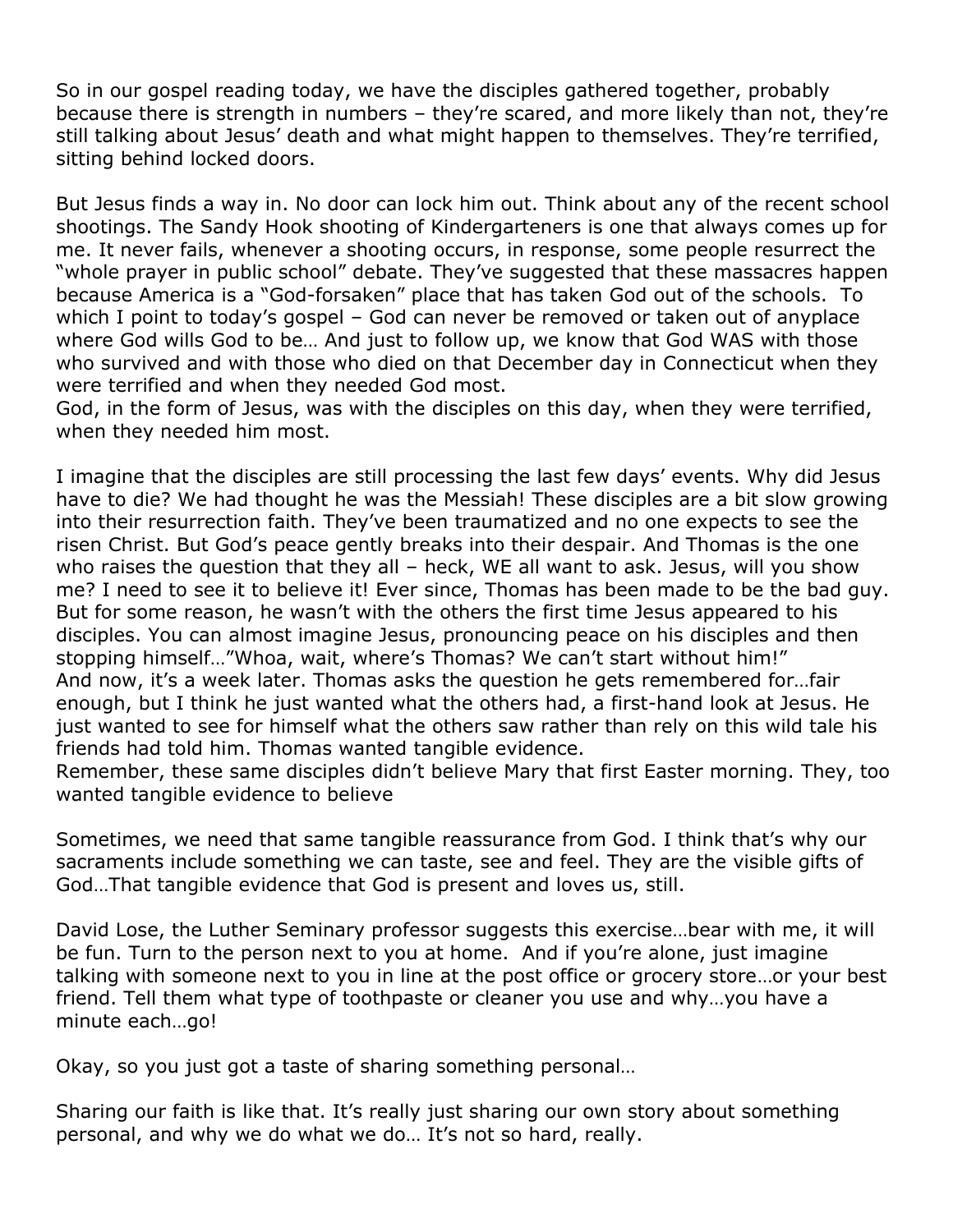So in our gospel reading today, we have the disciples gathered together, probably because there is strength in numbers – they're scared, and more likely than not, they're still talking about Jesus' death and what might happen to themselves. They're terrified, sitting behind locked doors.

But Jesus finds a way in. No door can lock him out. Think about any of the recent school shootings. The Sandy Hook shooting of Kindergarteners is one that always comes up for me. It never fails, whenever a shooting occurs, in response, some people resurrect the "whole prayer in public school" debate. They've suggested that these massacres happen because America is a "God-forsaken" place that has taken God out of the schools. To which I point to today's gospel – God can never be removed or taken out of anyplace where God wills God to be… And just to follow up, we know that God WAS with those who survived and with those who died on that December day in Connecticut when they were terrified and when they needed God most.
God, in the form of Jesus, was with the disciples on this day, when they were terrified, when they needed him most.

I imagine that the disciples are still processing the last few days' events. Why did Jesus have to die? We had thought he was the Messiah! These disciples are a bit slow growing into their resurrection faith. They've been traumatized and no one expects to see the risen Christ. But God's peace gently breaks into their despair. And Thomas is the one who raises the question that they all – heck, WE all want to ask. Jesus, will you show me? I need to see it to believe it! Ever since, Thomas has been made to be the bad guy. But for some reason, he wasn't with the others the first time Jesus appeared to his disciples. You can almost imagine Jesus, pronouncing peace on his disciples and then stopping himself…"Whoa, wait, where's Thomas? We can't start without him!"
And now, it's a week later. Thomas asks the question he gets remembered for…fair enough, but I think he just wanted what the others had, a first-hand look at Jesus. He just wanted to see for himself what the others saw rather than rely on this wild tale his friends had told him. Thomas wanted tangible evidence.
Remember, these same disciples didn't believe Mary that first Easter morning. They, too wanted tangible evidence to believe

Sometimes, we need that same tangible reassurance from God. I think that's why our sacraments include something we can taste, see and feel. They are the visible gifts of God…That tangible evidence that God is present and loves us, still.

David Lose, the Luther Seminary professor suggests this exercise…bear with me, it will be fun. Turn to the person next to you at home. And if you're alone, just imagine talking with someone next to you in line at the post office or grocery store…or your best friend. Tell them what type of toothpaste or cleaner you use and why…you have a minute each…go!

Okay, so you just got a taste of sharing something personal…

Sharing our faith is like that. It's really just sharing our own story about something personal, and why we do what we do… It's not so hard, really.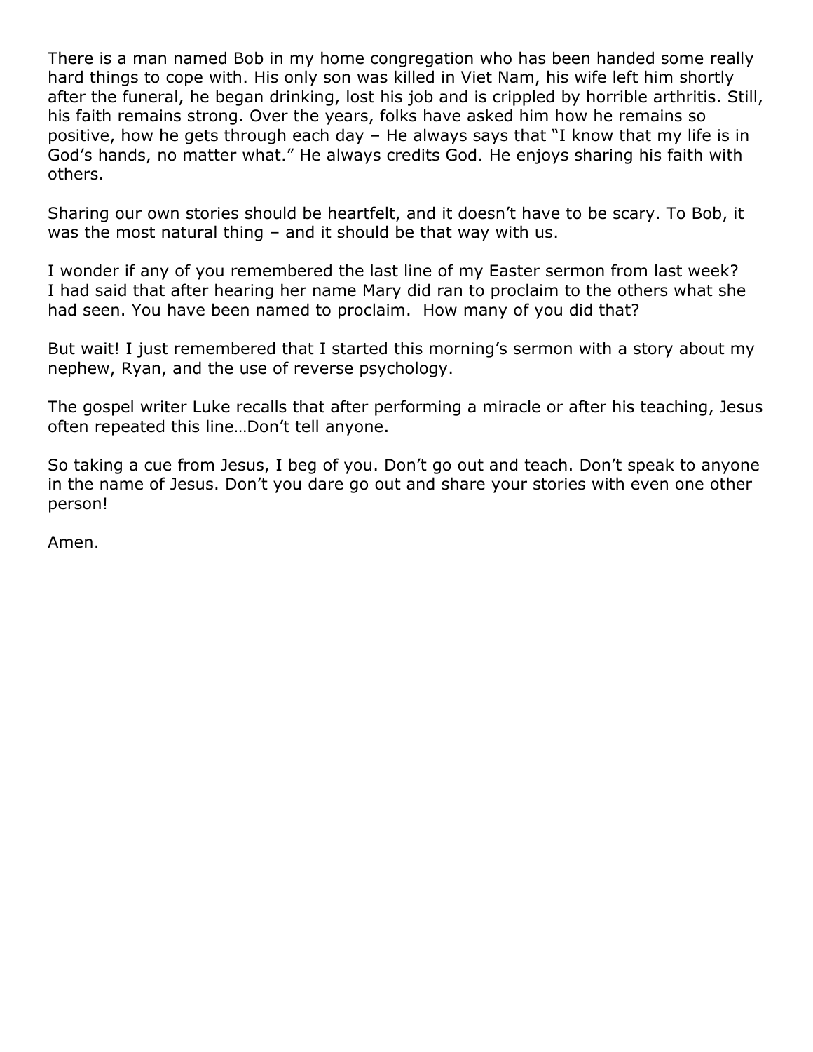There is a man named Bob in my home congregation who has been handed some really hard things to cope with. His only son was killed in Viet Nam, his wife left him shortly after the funeral, he began drinking, lost his job and is crippled by horrible arthritis. Still, his faith remains strong. Over the years, folks have asked him how he remains so positive, how he gets through each day – He always says that "I know that my life is in God's hands, no matter what." He always credits God. He enjoys sharing his faith with others.

Sharing our own stories should be heartfelt, and it doesn't have to be scary. To Bob, it was the most natural thing – and it should be that way with us.

I wonder if any of you remembered the last line of my Easter sermon from last week? I had said that after hearing her name Mary did ran to proclaim to the others what she had seen. You have been named to proclaim. How many of you did that?

But wait! I just remembered that I started this morning's sermon with a story about my nephew, Ryan, and the use of reverse psychology.

The gospel writer Luke recalls that after performing a miracle or after his teaching, Jesus often repeated this line…Don't tell anyone.

So taking a cue from Jesus, I beg of you. Don't go out and teach. Don't speak to anyone in the name of Jesus. Don't you dare go out and share your stories with even one other person!

Amen.